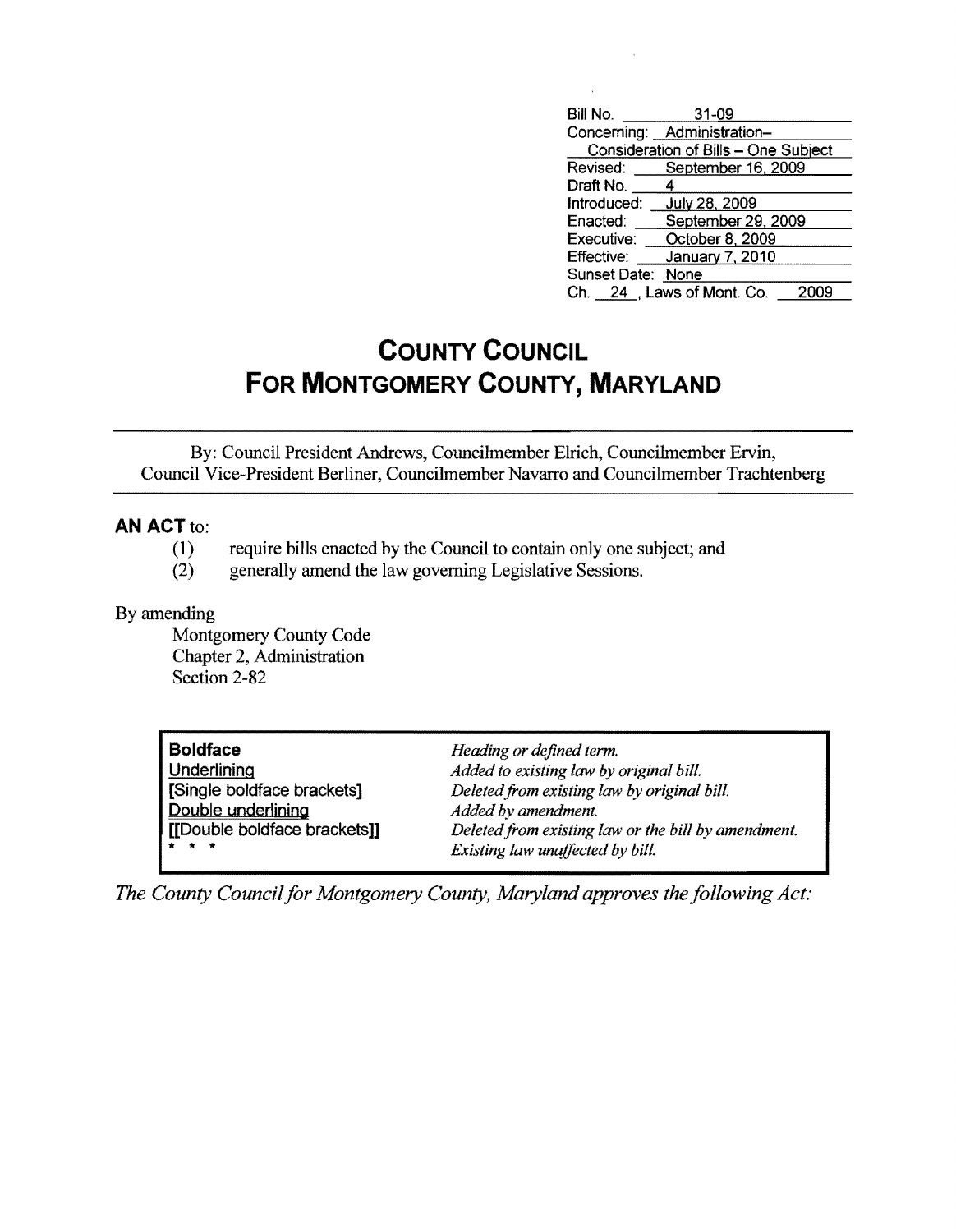| | |
|---|---|
| Bill No. | 31-09 |
| Concerning: | Administration– Consideration of Bills – One Subject |
| Revised: | September 16, 2009 |
| Draft No. | 4 |
| Introduced: | July 28, 2009 |
| Enacted: | September 29, 2009 |
| Executive: | October 8, 2009 |
| Effective: | January 7, 2010 |
| Sunset Date: | None |
| Ch. 24, Laws of Mont. Co. | 2009 |

# COUNTY COUNCIL FOR MONTGOMERY COUNTY, MARYLAND

By: Council President Andrews, Councilmember Elrich, Councilmember Ervin, Council Vice-President Berliner, Councilmember Navarro and Councilmember Trachtenberg

**AN ACT** to:

(1) require bills enacted by the Council to contain only one subject; and

(2) generally amend the law governing Legislative Sessions.

By amending

Montgomery County Code
Chapter 2, Administration
Section 2-82

| | |
|---|---|
| **Boldface** | *Heading or defined term.* |
| Underlining | *Added to existing law by original bill.* |
| **[Single boldface brackets]** | *Deleted from existing law by original bill.* |
| Double underlining | *Added by amendment.* |
| **[[Double boldface brackets]]** | *Deleted from existing law or the bill by amendment.* |
| * * * | *Existing law unaffected by bill.* |

*The County Council for Montgomery County, Maryland approves the following Act:*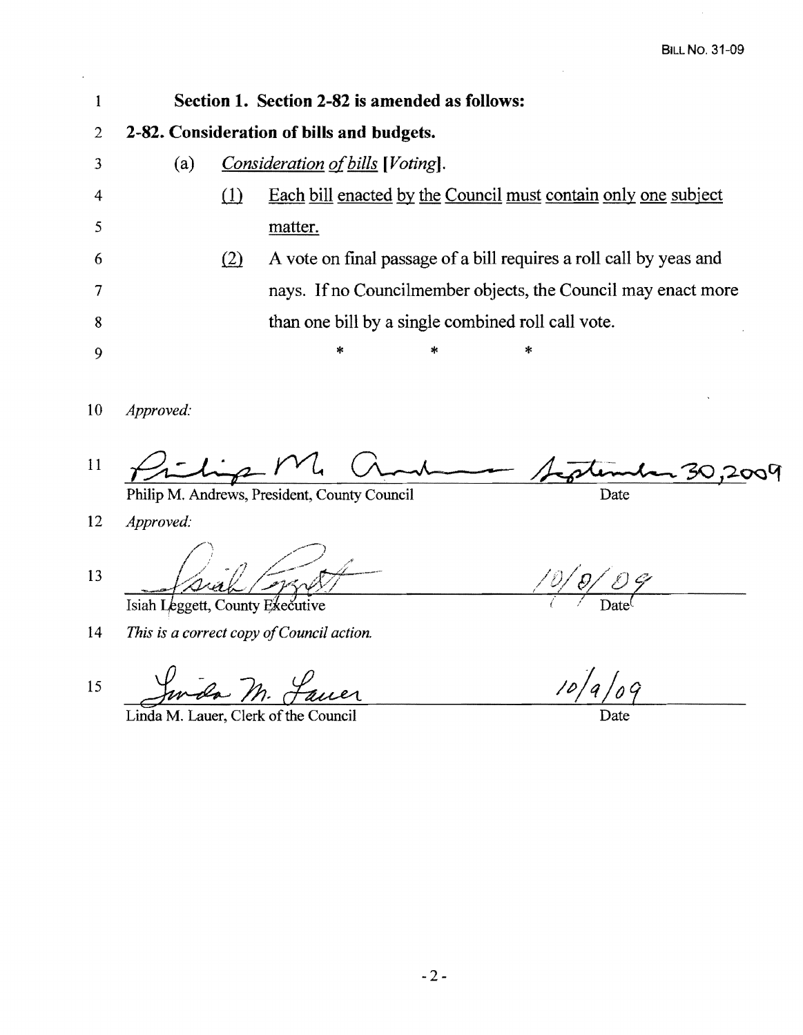**Section 1. Section 2-82 is amended as follows:**

**2-82. Consideration of bills and budgets.**

(a) *Consideration of bills* **[***Voting***]**.

(1) Each bill enacted by the Council must contain only one subject matter.

(2) A vote on final passage of a bill requires a roll call by yeas and nays. If no Councilmember objects, the Council may enact more than one bill by a single combined roll call vote.

\* \* \*

*Approved:*

Philip M. Andrews, President, County Council — Date: September 30, 2009

*Approved:*

Isiah Leggett, County Executive — Date: 10/8/09

*This is a correct copy of Council action.*

Linda M. Lauer, Clerk of the Council — Date: 10/9/09